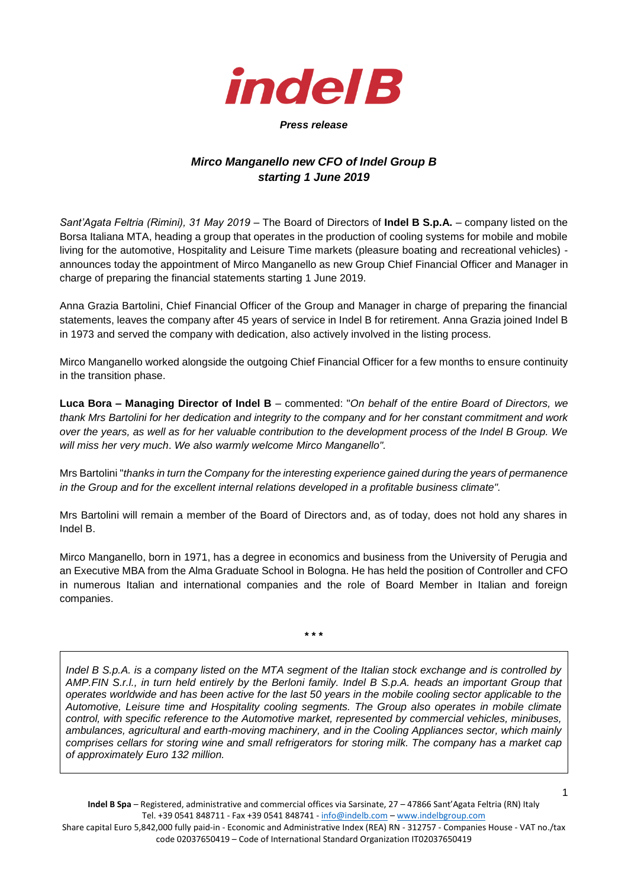**indel B**

***Press release***

## *Mirco Manganello new CFO of Indel Group B starting 1 June 2019*

*Sant'Agata Feltria (Rimini), 31 May 2019* – The Board of Directors of **Indel B S.p.A.** – company listed on the Borsa Italiana MTA, heading a group that operates in the production of cooling systems for mobile and mobile living for the automotive, Hospitality and Leisure Time markets (pleasure boating and recreational vehicles) - announces today the appointment of Mirco Manganello as new Group Chief Financial Officer and Manager in charge of preparing the financial statements starting 1 June 2019.

Anna Grazia Bartolini, Chief Financial Officer of the Group and Manager in charge of preparing the financial statements, leaves the company after 45 years of service in Indel B for retirement. Anna Grazia joined Indel B in 1973 and served the company with dedication, also actively involved in the listing process.

Mirco Manganello worked alongside the outgoing Chief Financial Officer for a few months to ensure continuity in the transition phase.

**Luca Bora – Managing Director of Indel B** – commented: "*On behalf of the entire Board of Directors, we thank Mrs Bartolini for her dedication and integrity to the company and for her constant commitment and work over the years, as well as for her valuable contribution to the development process of the Indel B Group. We will miss her very much*. *We also warmly welcome Mirco Manganello".*

Mrs Bartolini "*thanks in turn the Company for the interesting experience gained during the years of permanence in the Group and for the excellent internal relations developed in a profitable business climate".*

Mrs Bartolini will remain a member of the Board of Directors and, as of today, does not hold any shares in Indel B.

Mirco Manganello, born in 1971, has a degree in economics and business from the University of Perugia and an Executive MBA from the Alma Graduate School in Bologna. He has held the position of Controller and CFO in numerous Italian and international companies and the role of Board Member in Italian and foreign companies.

\* \* \*

*Indel B S.p.A. is a company listed on the MTA segment of the Italian stock exchange and is controlled by AMP.FIN S.r.l., in turn held entirely by the Berloni family. Indel B S.p.A. heads an important Group that operates worldwide and has been active for the last 50 years in the mobile cooling sector applicable to the Automotive, Leisure time and Hospitality cooling segments. The Group also operates in mobile climate control, with specific reference to the Automotive market, represented by commercial vehicles, minibuses, ambulances, agricultural and earth-moving machinery, and in the Cooling Appliances sector, which mainly comprises cellars for storing wine and small refrigerators for storing milk. The company has a market cap of approximately Euro 132 million.*

**Indel B Spa** – Registered, administrative and commercial offices via Sarsinate, 27 – 47866 Sant'Agata Feltria (RN) Italy
Tel. +39 0541 848711 - Fax +39 0541 848741 - info@indelb.com – www.indelbgroup.com
Share capital Euro 5,842,000 fully paid-in - Economic and Administrative Index (REA) RN - 312757 - Companies House - VAT no./tax code 02037650419 – Code of International Standard Organization IT02037650419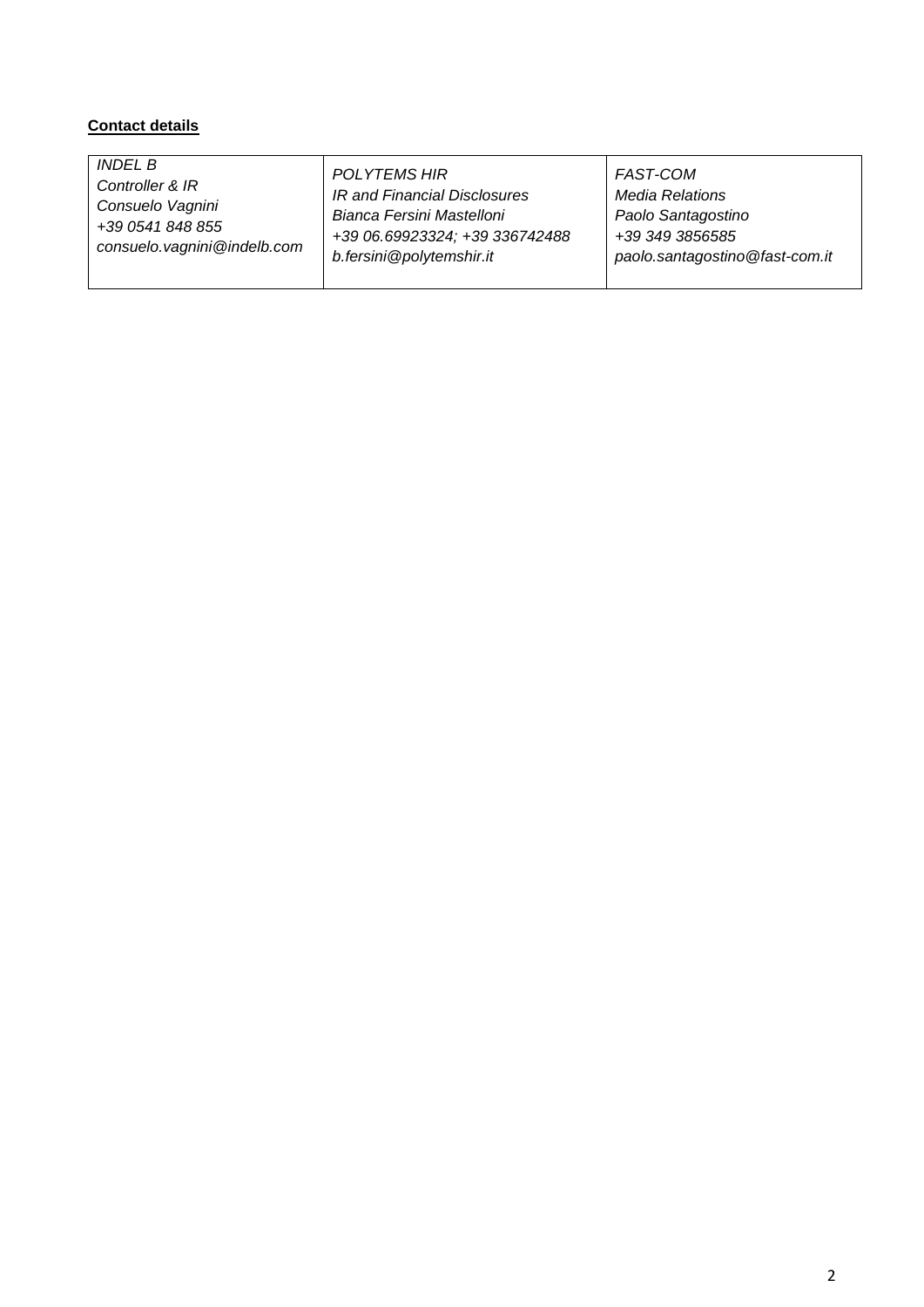**Contact details**

| | | |
|---|---|---|
| *INDEL B*<br>*Controller & IR*<br>*Consuelo Vagnini*<br>*+39 0541 848 855*<br>*consuelo.vagnini@indelb.com* | *POLYTEMS HIR*<br>*IR and Financial Disclosures*<br>*Bianca Fersini Mastelloni*<br>*+39 06.69923324; +39 336742488*<br>*b.fersini@polytemshir.it* | *FAST-COM*<br>*Media Relations*<br>*Paolo Santagostino*<br>*+39 349 3856585*<br>*paolo.santagostino@fast-com.it* |